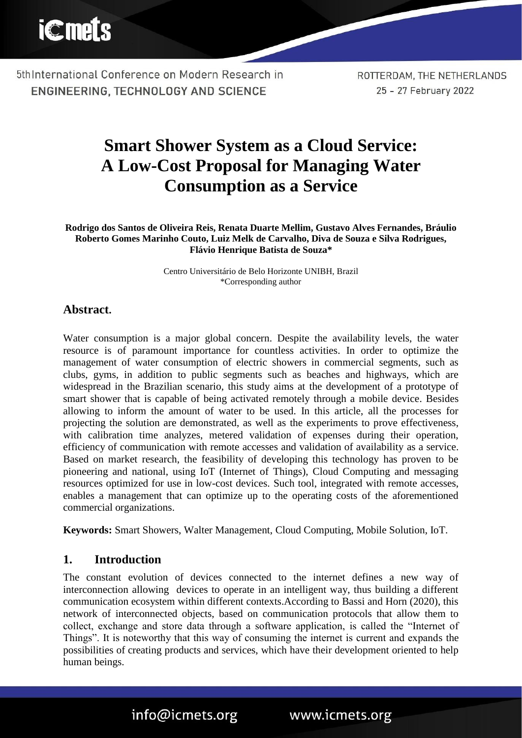# Smart Shower System as a Cloud Service: A Low-Cost Proposal for Managing Water Consumption as a Service

**Rodrigo dos Santos de Oliveira Reis, Renata Duarte Mellim, Gustavo Alves Fernandes, Bráulio Roberto Gomes Marinho Couto, Luiz Melk de Carvalho, Diva de Souza e Silva Rodrigues, Flávio Henrique Batista de Souza***

Centro Universitário de Belo Horizonte UNIBH, Brazil
*Corresponding author

## Abstract.

Water consumption is a major global concern. Despite the availability levels, the water resource is of paramount importance for countless activities. In order to optimize the management of water consumption of electric showers in commercial segments, such as clubs, gyms, in addition to public segments such as beaches and highways, which are widespread in the Brazilian scenario, this study aims at the development of a prototype of smart shower that is capable of being activated remotely through a mobile device. Besides allowing to inform the amount of water to be used. In this article, all the processes for projecting the solution are demonstrated, as well as the experiments to prove effectiveness, with calibration time analyzes, metered validation of expenses during their operation, efficiency of communication with remote accesses and validation of availability as a service. Based on market research, the feasibility of developing this technology has proven to be pioneering and national, using IoT (Internet of Things), Cloud Computing and messaging resources optimized for use in low-cost devices. Such tool, integrated with remote accesses, enables a management that can optimize up to the operating costs of the aforementioned commercial organizations.

**Keywords:** Smart Showers, Walter Management, Cloud Computing, Mobile Solution, IoT.

## 1. Introduction

The constant evolution of devices connected to the internet defines a new way of interconnection allowing devices to operate in an intelligent way, thus building a different communication ecosystem within different contexts.According to Bassi and Horn (2020), this network of interconnected objects, based on communication protocols that allow them to collect, exchange and store data through a software application, is called the "Internet of Things". It is noteworthy that this way of consuming the internet is current and expands the possibilities of creating products and services, which have their development oriented to help human beings.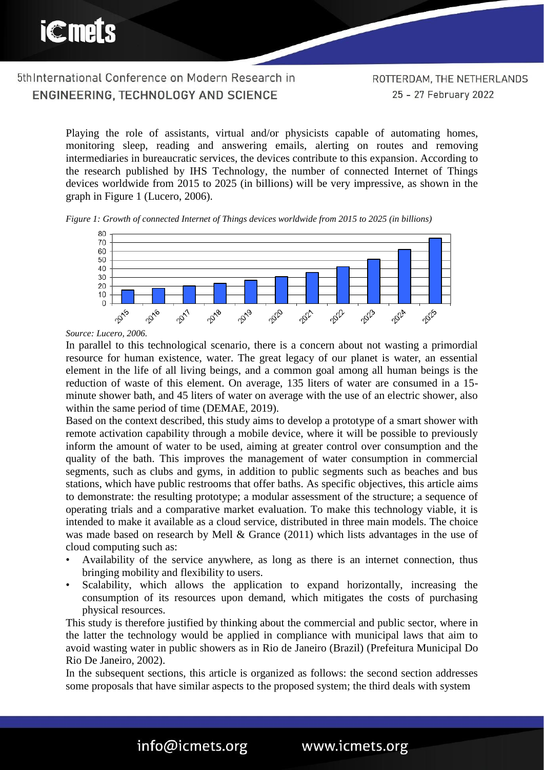Playing the role of assistants, virtual and/or physicists capable of automating homes, monitoring sleep, reading and answering emails, alerting on routes and removing intermediaries in bureaucratic services, the devices contribute to this expansion. According to the research published by IHS Technology, the number of connected Internet of Things devices worldwide from 2015 to 2025 (in billions) will be very impressive, as shown in the graph in Figure 1 (Lucero, 2006).

*Figure 1: Growth of connected Internet of Things devices worldwide from 2015 to 2025 (in billions)*

80
70
60
50
40
30
20
10
0

2015 2016 2017 2018 2019 2020 2021 2022 2023 2024 2025

*Source: Lucero, 2006.*

In parallel to this technological scenario, there is a concern about not wasting a primordial resource for human existence, water. The great legacy of our planet is water, an essential element in the life of all living beings, and a common goal among all human beings is the reduction of waste of this element. On average, 135 liters of water are consumed in a 15-minute shower bath, and 45 liters of water on average with the use of an electric shower, also within the same period of time (DEMAE, 2019).

Based on the context described, this study aims to develop a prototype of a smart shower with remote activation capability through a mobile device, where it will be possible to previously inform the amount of water to be used, aiming at greater control over consumption and the quality of the bath. This improves the management of water consumption in commercial segments, such as clubs and gyms, in addition to public segments such as beaches and bus stations, which have public restrooms that offer baths. As specific objectives, this article aims to demonstrate: the resulting prototype; a modular assessment of the structure; a sequence of operating trials and a comparative market evaluation. To make this technology viable, it is intended to make it available as a cloud service, distributed in three main models. The choice was made based on research by Mell & Grance (2011) which lists advantages in the use of cloud computing such as:

- Availability of the service anywhere, as long as there is an internet connection, thus bringing mobility and flexibility to users.
- Scalability, which allows the application to expand horizontally, increasing the consumption of its resources upon demand, which mitigates the costs of purchasing physical resources.

This study is therefore justified by thinking about the commercial and public sector, where in the latter the technology would be applied in compliance with municipal laws that aim to avoid wasting water in public showers as in Rio de Janeiro (Brazil) (Prefeitura Municipal Do Rio De Janeiro, 2002).

In the subsequent sections, this article is organized as follows: the second section addresses some proposals that have similar aspects to the proposed system; the third deals with system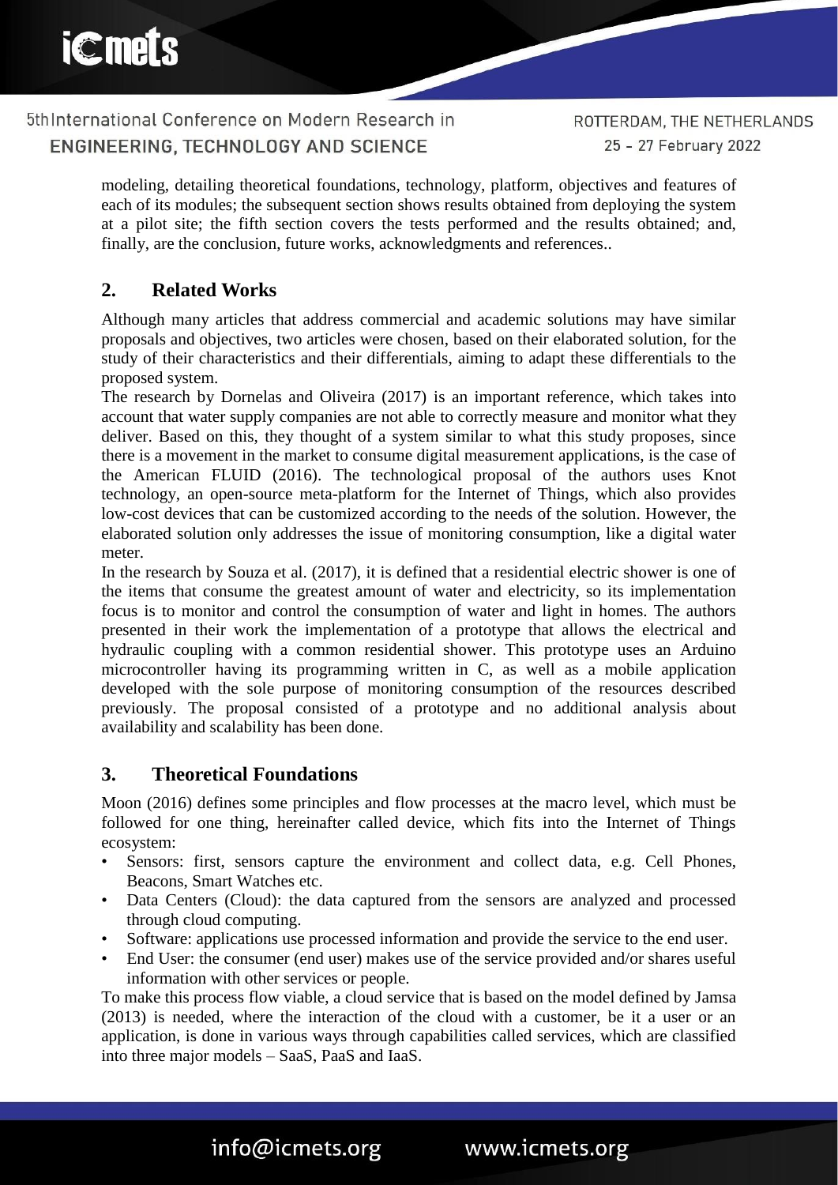modeling, detailing theoretical foundations, technology, platform, objectives and features of each of its modules; the subsequent section shows results obtained from deploying the system at a pilot site; the fifth section covers the tests performed and the results obtained; and, finally, are the conclusion, future works, acknowledgments and references..

## 2. Related Works

Although many articles that address commercial and academic solutions may have similar proposals and objectives, two articles were chosen, based on their elaborated solution, for the study of their characteristics and their differentials, aiming to adapt these differentials to the proposed system.

The research by Dornelas and Oliveira (2017) is an important reference, which takes into account that water supply companies are not able to correctly measure and monitor what they deliver. Based on this, they thought of a system similar to what this study proposes, since there is a movement in the market to consume digital measurement applications, is the case of the American FLUID (2016). The technological proposal of the authors uses Knot technology, an open-source meta-platform for the Internet of Things, which also provides low-cost devices that can be customized according to the needs of the solution. However, the elaborated solution only addresses the issue of monitoring consumption, like a digital water meter.

In the research by Souza et al. (2017), it is defined that a residential electric shower is one of the items that consume the greatest amount of water and electricity, so its implementation focus is to monitor and control the consumption of water and light in homes. The authors presented in their work the implementation of a prototype that allows the electrical and hydraulic coupling with a common residential shower. This prototype uses an Arduino microcontroller having its programming written in C, as well as a mobile application developed with the sole purpose of monitoring consumption of the resources described previously. The proposal consisted of a prototype and no additional analysis about availability and scalability has been done.

## 3. Theoretical Foundations

Moon (2016) defines some principles and flow processes at the macro level, which must be followed for one thing, hereinafter called device, which fits into the Internet of Things ecosystem:

- Sensors: first, sensors capture the environment and collect data, e.g. Cell Phones, Beacons, Smart Watches etc.
- Data Centers (Cloud): the data captured from the sensors are analyzed and processed through cloud computing.
- Software: applications use processed information and provide the service to the end user.
- End User: the consumer (end user) makes use of the service provided and/or shares useful information with other services or people.

To make this process flow viable, a cloud service that is based on the model defined by Jamsa (2013) is needed, where the interaction of the cloud with a customer, be it a user or an application, is done in various ways through capabilities called services, which are classified into three major models – SaaS, PaaS and IaaS.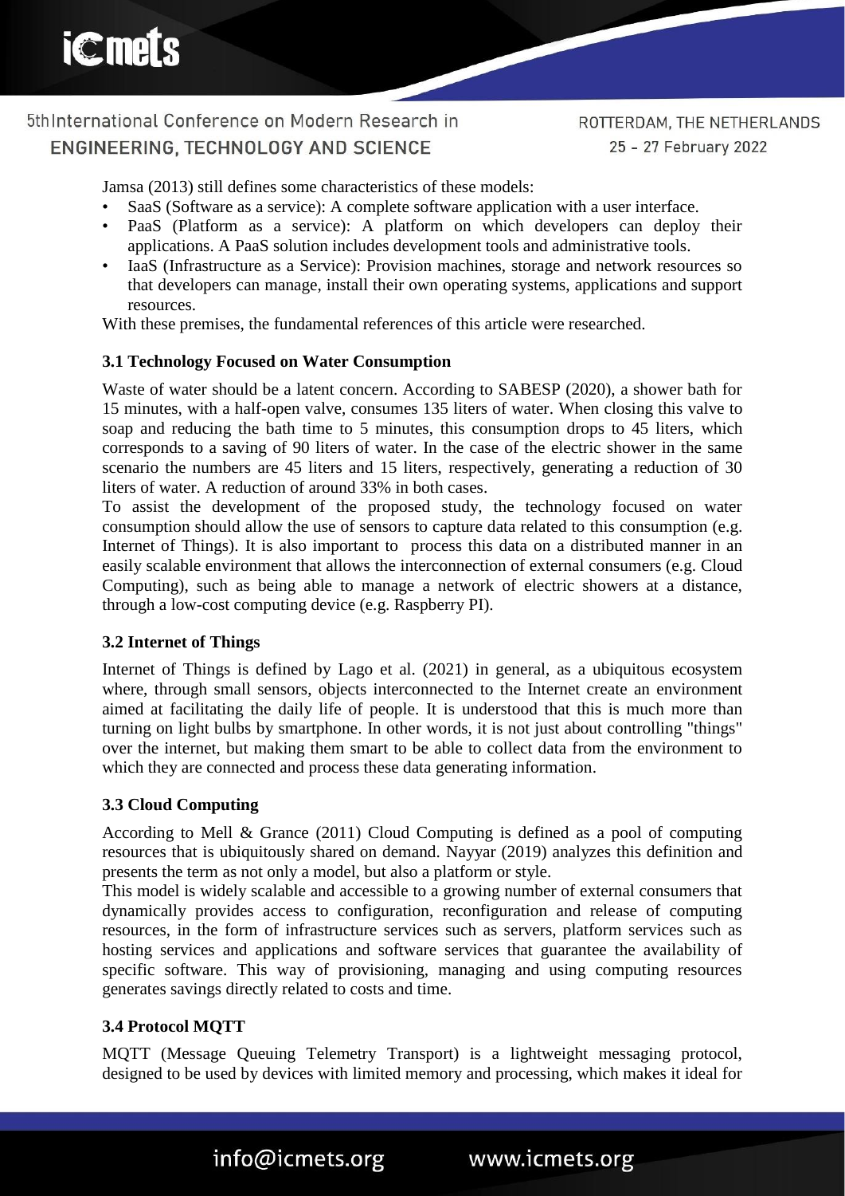Jamsa (2013) still defines some characteristics of these models:

- SaaS (Software as a service): A complete software application with a user interface.
- PaaS (Platform as a service): A platform on which developers can deploy their applications. A PaaS solution includes development tools and administrative tools.
- IaaS (Infrastructure as a Service): Provision machines, storage and network resources so that developers can manage, install their own operating systems, applications and support resources.

With these premises, the fundamental references of this article were researched.

### 3.1 Technology Focused on Water Consumption

Waste of water should be a latent concern. According to SABESP (2020), a shower bath for 15 minutes, with a half-open valve, consumes 135 liters of water. When closing this valve to soap and reducing the bath time to 5 minutes, this consumption drops to 45 liters, which corresponds to a saving of 90 liters of water. In the case of the electric shower in the same scenario the numbers are 45 liters and 15 liters, respectively, generating a reduction of 30 liters of water. A reduction of around 33% in both cases.

To assist the development of the proposed study, the technology focused on water consumption should allow the use of sensors to capture data related to this consumption (e.g. Internet of Things). It is also important to process this data on a distributed manner in an easily scalable environment that allows the interconnection of external consumers (e.g. Cloud Computing), such as being able to manage a network of electric showers at a distance, through a low-cost computing device (e.g. Raspberry PI).

### 3.2 Internet of Things

Internet of Things is defined by Lago et al. (2021) in general, as a ubiquitous ecosystem where, through small sensors, objects interconnected to the Internet create an environment aimed at facilitating the daily life of people. It is understood that this is much more than turning on light bulbs by smartphone. In other words, it is not just about controlling "things" over the internet, but making them smart to be able to collect data from the environment to which they are connected and process these data generating information.

### 3.3 Cloud Computing

According to Mell & Grance (2011) Cloud Computing is defined as a pool of computing resources that is ubiquitously shared on demand. Nayyar (2019) analyzes this definition and presents the term as not only a model, but also a platform or style.

This model is widely scalable and accessible to a growing number of external consumers that dynamically provides access to configuration, reconfiguration and release of computing resources, in the form of infrastructure services such as servers, platform services such as hosting services and applications and software services that guarantee the availability of specific software. This way of provisioning, managing and using computing resources generates savings directly related to costs and time.

### 3.4 Protocol MQTT

MQTT (Message Queuing Telemetry Transport) is a lightweight messaging protocol, designed to be used by devices with limited memory and processing, which makes it ideal for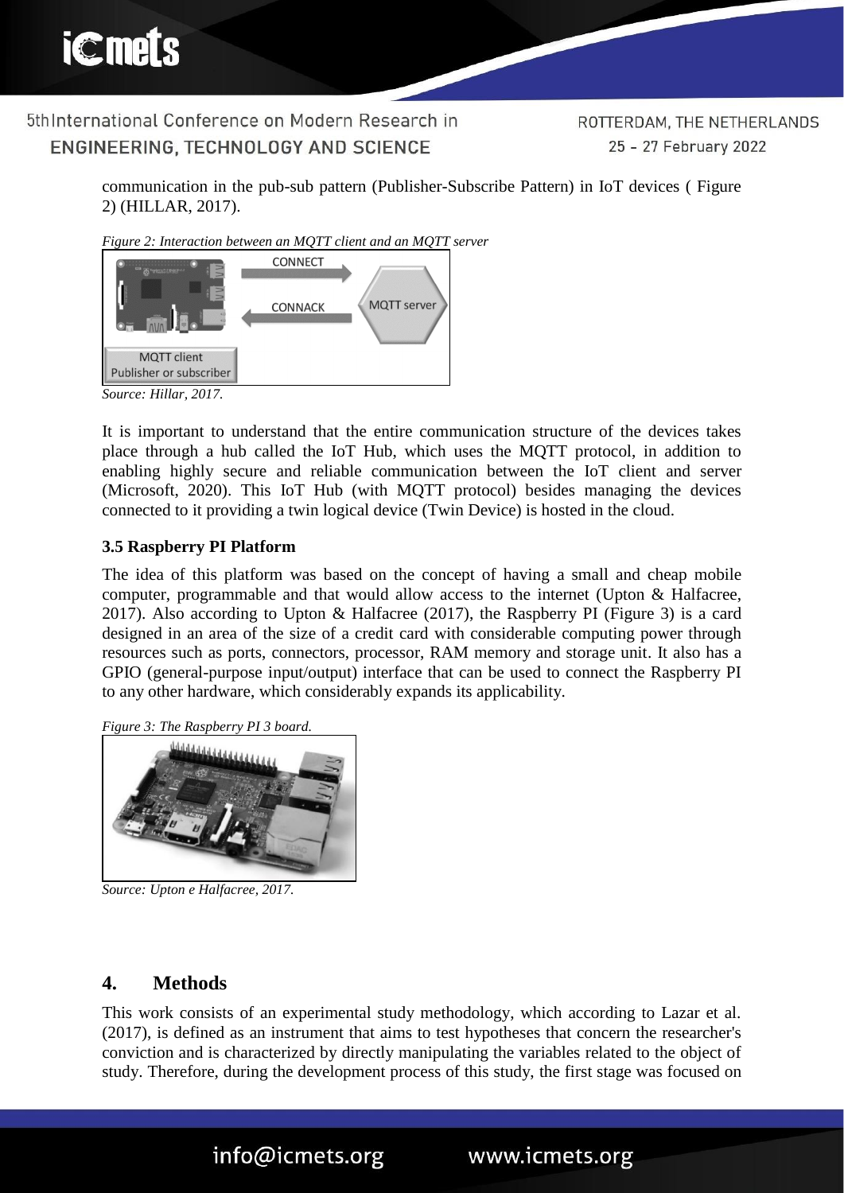communication in the pub-sub pattern (Publisher-Subscribe Pattern) in IoT devices ( Figure 2) (HILLAR, 2017).

*Figure 2: Interaction between an MQTT client and an MQTT server*

CONNECT

CONNACK

MQTT server

MQTT client
Publisher or subscriber

*Source: Hillar, 2017.*

It is important to understand that the entire communication structure of the devices takes place through a hub called the IoT Hub, which uses the MQTT protocol, in addition to enabling highly secure and reliable communication between the IoT client and server (Microsoft, 2020). This IoT Hub (with MQTT protocol) besides managing the devices connected to it providing a twin logical device (Twin Device) is hosted in the cloud.

### 3.5 Raspberry PI Platform

The idea of this platform was based on the concept of having a small and cheap mobile computer, programmable and that would allow access to the internet (Upton & Halfacree, 2017). Also according to Upton & Halfacree (2017), the Raspberry PI (Figure 3) is a card designed in an area of the size of a credit card with considerable computing power through resources such as ports, connectors, processor, RAM memory and storage unit. It also has a GPIO (general-purpose input/output) interface that can be used to connect the Raspberry PI to any other hardware, which considerably expands its applicability.

*Figure 3: The Raspberry PI 3 board.*

*Source: Upton e Halfacree, 2017.*

## 4. Methods

This work consists of an experimental study methodology, which according to Lazar et al. (2017), is defined as an instrument that aims to test hypotheses that concern the researcher's conviction and is characterized by directly manipulating the variables related to the object of study. Therefore, during the development process of this study, the first stage was focused on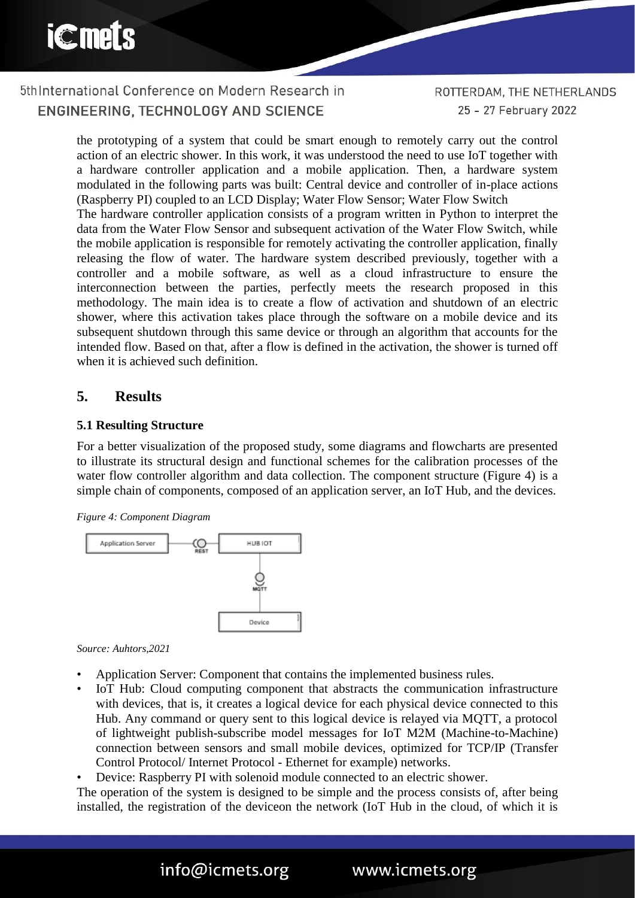the prototyping of a system that could be smart enough to remotely carry out the control action of an electric shower. In this work, it was understood the need to use IoT together with a hardware controller application and a mobile application. Then, a hardware system modulated in the following parts was built: Central device and controller of in-place actions (Raspberry PI) coupled to an LCD Display; Water Flow Sensor; Water Flow Switch

The hardware controller application consists of a program written in Python to interpret the data from the Water Flow Sensor and subsequent activation of the Water Flow Switch, while the mobile application is responsible for remotely activating the controller application, finally releasing the flow of water. The hardware system described previously, together with a controller and a mobile software, as well as a cloud infrastructure to ensure the interconnection between the parties, perfectly meets the research proposed in this methodology. The main idea is to create a flow of activation and shutdown of an electric shower, where this activation takes place through the software on a mobile device and its subsequent shutdown through this same device or through an algorithm that accounts for the intended flow. Based on that, after a flow is defined in the activation, the shower is turned off when it is achieved such definition.

## 5. Results

### 5.1 Resulting Structure

For a better visualization of the proposed study, some diagrams and flowcharts are presented to illustrate its structural design and functional schemes for the calibration processes of the water flow controller algorithm and data collection. The component structure (Figure 4) is a simple chain of components, composed of an application server, an IoT Hub, and the devices.

*Figure 4: Component Diagram*

Application Server
REST
HUB IOT
MQTT
Device

*Source: Auhtors,2021*

- Application Server: Component that contains the implemented business rules.
- IoT Hub: Cloud computing component that abstracts the communication infrastructure with devices, that is, it creates a logical device for each physical device connected to this Hub. Any command or query sent to this logical device is relayed via MQTT, a protocol of lightweight publish-subscribe model messages for IoT M2M (Machine-to-Machine) connection between sensors and small mobile devices, optimized for TCP/IP (Transfer Control Protocol/ Internet Protocol - Ethernet for example) networks.
- Device: Raspberry PI with solenoid module connected to an electric shower.

The operation of the system is designed to be simple and the process consists of, after being installed, the registration of the deviceon the network (IoT Hub in the cloud, of which it is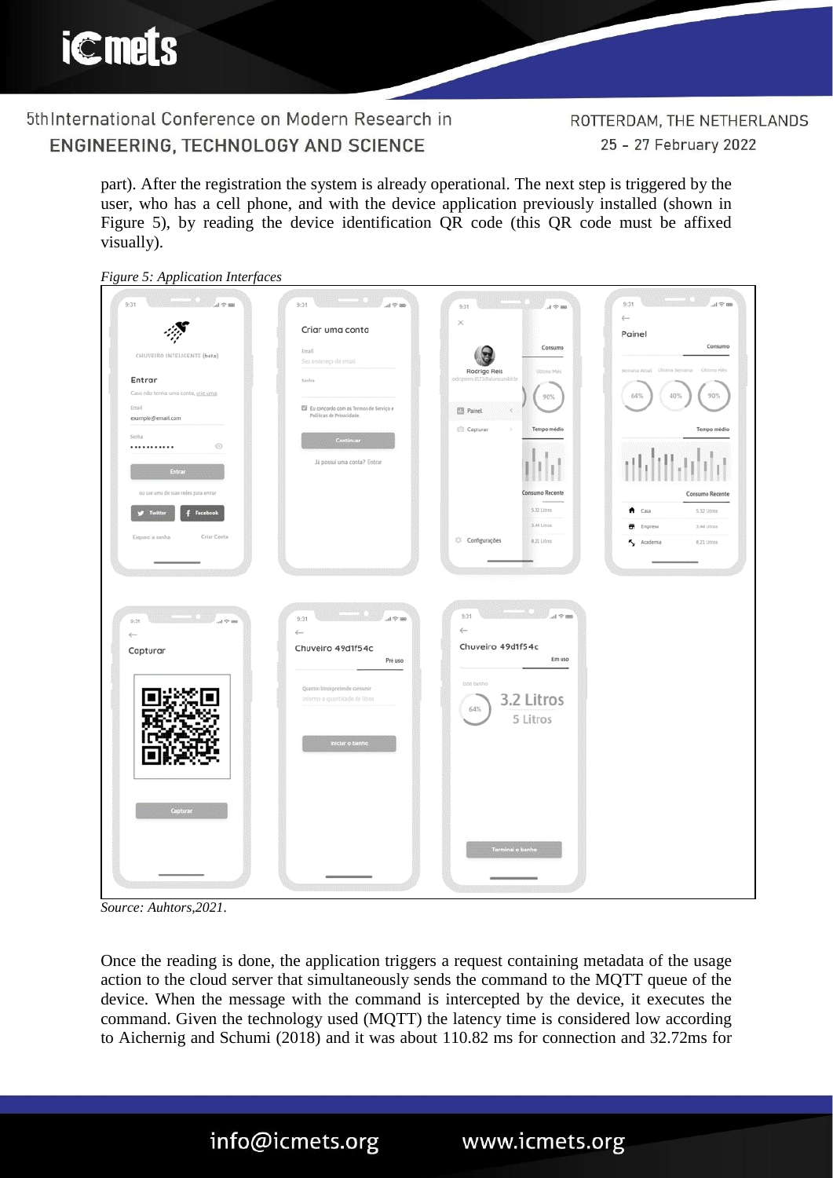part). After the registration the system is already operational. The next step is triggered by the user, who has a cell phone, and with the device application previously installed (shown in Figure 5), by reading the device identification QR code (this QR code must be affixed visually).

*Figure 5: Application Interfaces*

*Source: Auhtors,2021.*

Once the reading is done, the application triggers a request containing metadata of the usage action to the cloud server that simultaneously sends the command to the MQTT queue of the device. When the message with the command is intercepted by the device, it executes the command. Given the technology used (MQTT) the latency time is considered low according to Aichernig and Schumi (2018) and it was about 110.82 ms for connection and 32.72ms for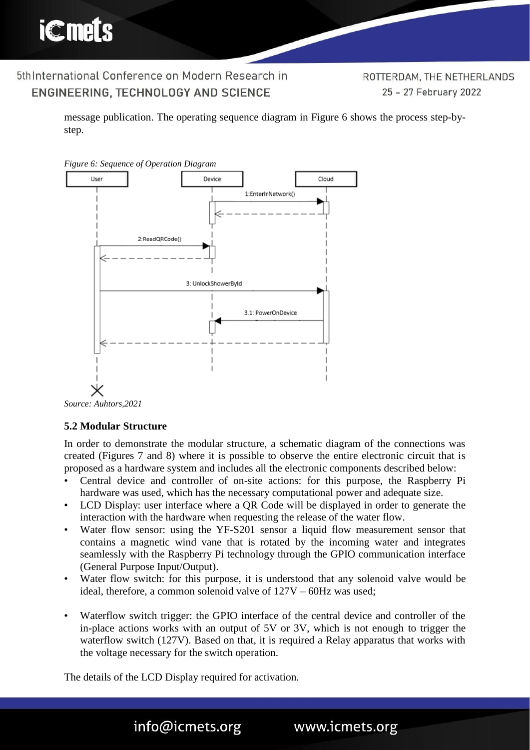message publication. The operating sequence diagram in Figure 6 shows the process step-by-step.

*Figure 6: Sequence of Operation Diagram*

User

Device

Cloud

1:EnterInNetwork()

2:ReadQRCode()

3: UnlockShowerById

3.1: PowerOnDevice

*Source: Auhtors,2021*

### 5.2 Modular Structure

In order to demonstrate the modular structure, a schematic diagram of the connections was created (Figures 7 and 8) where it is possible to observe the entire electronic circuit that is proposed as a hardware system and includes all the electronic components described below:

- Central device and controller of on-site actions: for this purpose, the Raspberry Pi hardware was used, which has the necessary computational power and adequate size.
- LCD Display: user interface where a QR Code will be displayed in order to generate the interaction with the hardware when requesting the release of the water flow.
- Water flow sensor: using the YF-S201 sensor a liquid flow measurement sensor that contains a magnetic wind vane that is rotated by the incoming water and integrates seamlessly with the Raspberry Pi technology through the GPIO communication interface (General Purpose Input/Output).
- Water flow switch: for this purpose, it is understood that any solenoid valve would be ideal, therefore, a common solenoid valve of 127V – 60Hz was used;
- Waterflow switch trigger: the GPIO interface of the central device and controller of the in-place actions works with an output of 5V or 3V, which is not enough to trigger the waterflow switch (127V). Based on that, it is required a Relay apparatus that works with the voltage necessary for the switch operation.

The details of the LCD Display required for activation.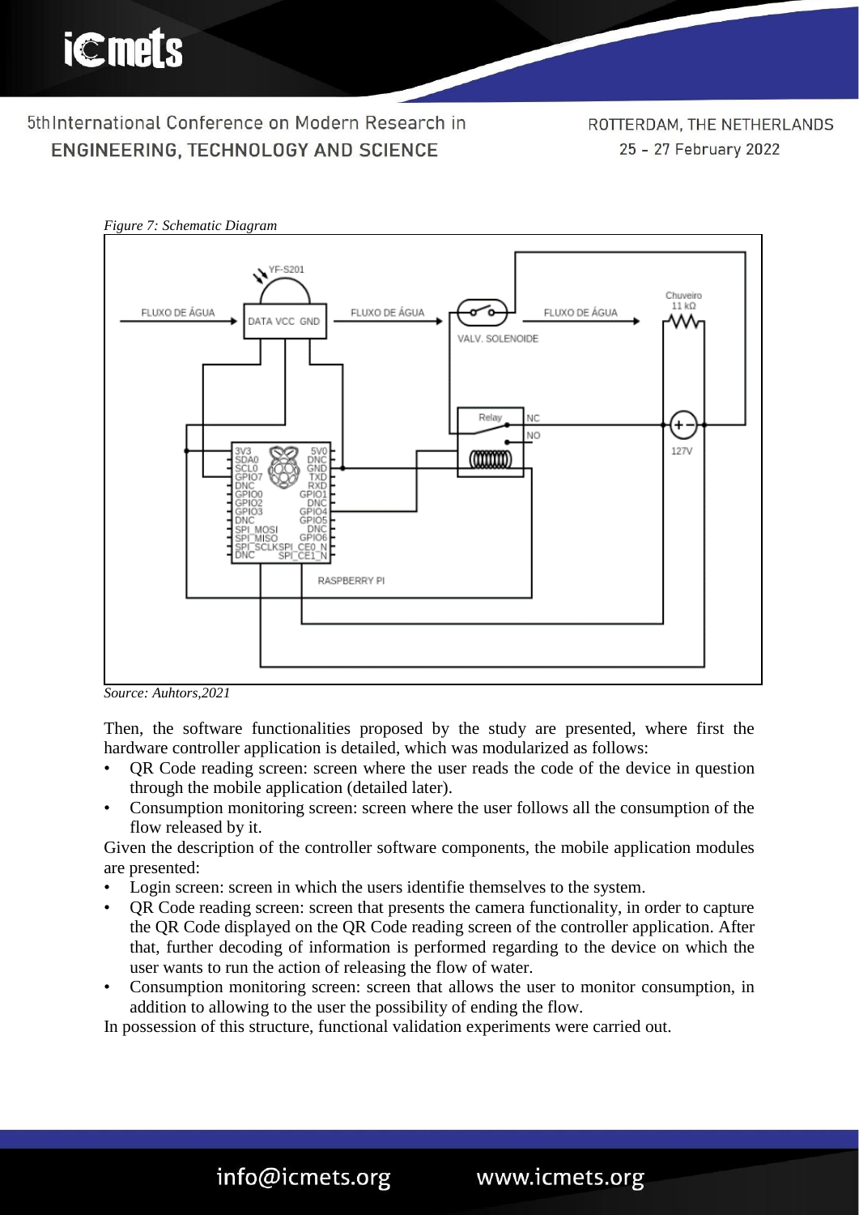*Figure 7: Schematic Diagram*

YF-S201

FLUXO DE ÁGUA

DATA VCC GND

FLUXO DE ÁGUA

VALV. SOLENOIDE

FLUXO DE ÁGUA

Chuveiro
11 kΩ

Relay

NC

NO

127V

3V3
SDA0
SCL0
GPIO7
DNC
GPIO0
GPIO2
GPIO3
DNC
SPI_MOSI
SPI_MISO
SPI_SCLK
DNC

5V0
DNC
GND
TXD
RXD
GPIO1
DNC
GPIO4
GPIO5
DNC
GPIO6
SPI_CE0_N
SPI_CE1_N

RASPBERRY PI

*Source: Auhtors,2021*

Then, the software functionalities proposed by the study are presented, where first the hardware controller application is detailed, which was modularized as follows:

- QR Code reading screen: screen where the user reads the code of the device in question through the mobile application (detailed later).
- Consumption monitoring screen: screen where the user follows all the consumption of the flow released by it.

Given the description of the controller software components, the mobile application modules are presented:

- Login screen: screen in which the users identifie themselves to the system.
- QR Code reading screen: screen that presents the camera functionality, in order to capture the QR Code displayed on the QR Code reading screen of the controller application. After that, further decoding of information is performed regarding to the device on which the user wants to run the action of releasing the flow of water.
- Consumption monitoring screen: screen that allows the user to monitor consumption, in addition to allowing to the user the possibility of ending the flow.

In possession of this structure, functional validation experiments were carried out.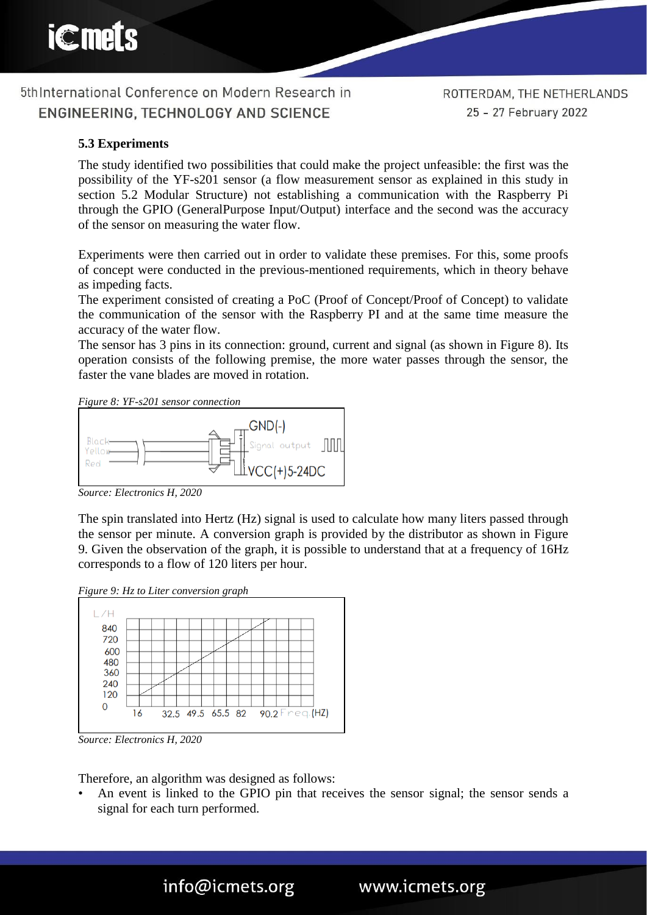### 5.3 Experiments

The study identified two possibilities that could make the project unfeasible: the first was the possibility of the YF-s201 sensor (a flow measurement sensor as explained in this study in section 5.2 Modular Structure) not establishing a communication with the Raspberry Pi through the GPIO (GeneralPurpose Input/Output) interface and the second was the accuracy of the sensor on measuring the water flow.

Experiments were then carried out in order to validate these premises. For this, some proofs of concept were conducted in the previous-mentioned requirements, which in theory behave as impeding facts.

The experiment consisted of creating a PoC (Proof of Concept/Proof of Concept) to validate the communication of the sensor with the Raspberry PI and at the same time measure the accuracy of the water flow.

The sensor has 3 pins in its connection: ground, current and signal (as shown in Figure 8). Its operation consists of the following premise, the more water passes through the sensor, the faster the vane blades are moved in rotation.

*Figure 8: YF-s201 sensor connection*

Black
Yellow
Red
GND(-)
Signal output
VCC(+)5-24DC

*Source: Electronics H, 2020*

The spin translated into Hertz (Hz) signal is used to calculate how many liters passed through the sensor per minute. A conversion graph is provided by the distributor as shown in Figure 9. Given the observation of the graph, it is possible to understand that at a frequency of 16Hz corresponds to a flow of 120 liters per hour.

*Figure 9: Hz to Liter conversion graph*

L/H
840
720
600
480
360
240
120
0
16
32.5
49.5
65.5
82
90.2
Freq (HZ)

*Source: Electronics H, 2020*

Therefore, an algorithm was designed as follows:

- An event is linked to the GPIO pin that receives the sensor signal; the sensor sends a signal for each turn performed.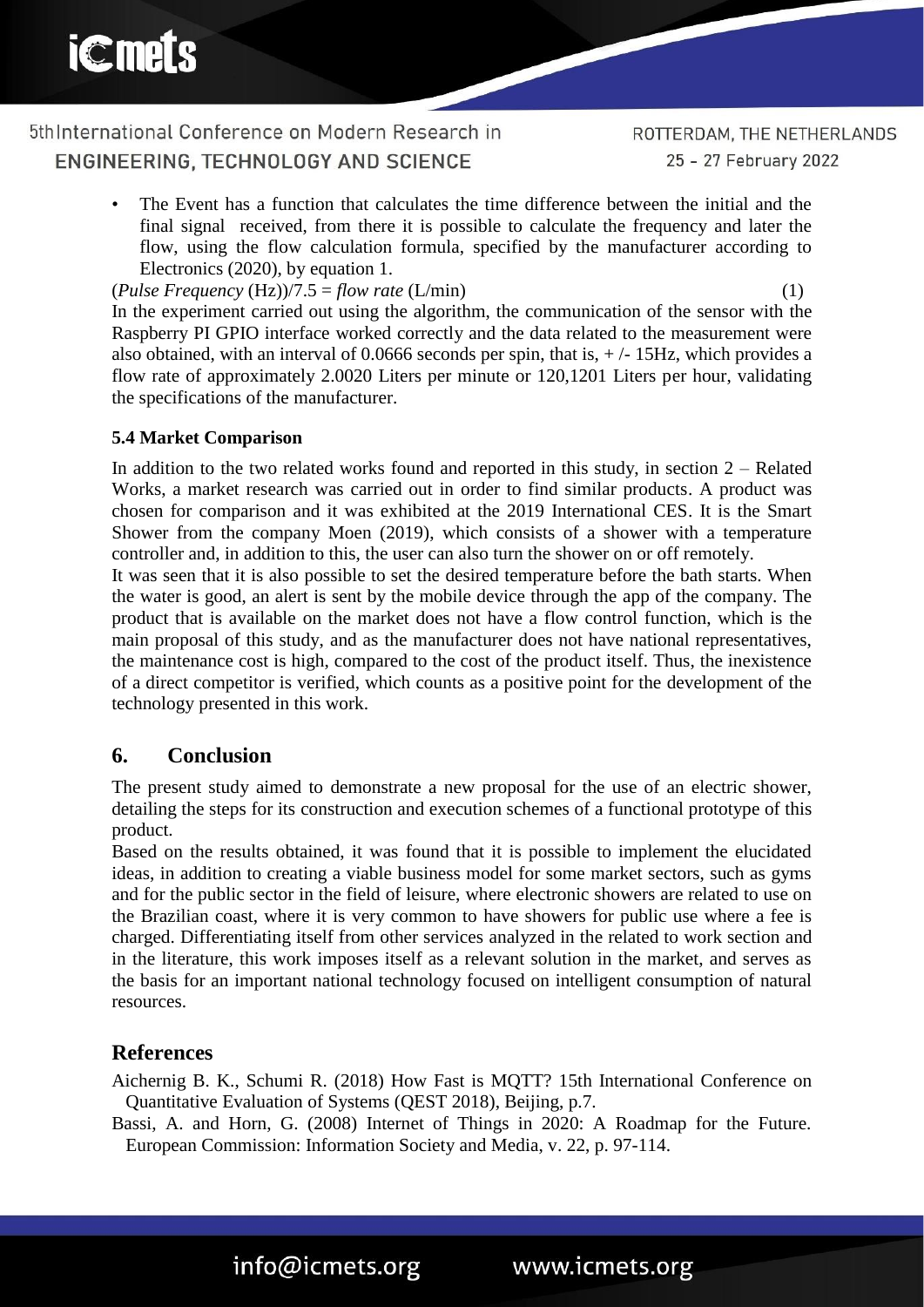- The Event has a function that calculates the time difference between the initial and the final signal received, from there it is possible to calculate the frequency and later the flow, using the flow calculation formula, specified by the manufacturer according to Electronics (2020), by equation 1.

(*Pulse Frequency* (Hz))/7.5 = *flow rate* (L/min) (1)

In the experiment carried out using the algorithm, the communication of the sensor with the Raspberry PI GPIO interface worked correctly and the data related to the measurement were also obtained, with an interval of 0.0666 seconds per spin, that is, + /- 15Hz, which provides a flow rate of approximately 2.0020 Liters per minute or 120,1201 Liters per hour, validating the specifications of the manufacturer.

### 5.4 Market Comparison

In addition to the two related works found and reported in this study, in section 2 – Related Works, a market research was carried out in order to find similar products. A product was chosen for comparison and it was exhibited at the 2019 International CES. It is the Smart Shower from the company Moen (2019), which consists of a shower with a temperature controller and, in addition to this, the user can also turn the shower on or off remotely.

It was seen that it is also possible to set the desired temperature before the bath starts. When the water is good, an alert is sent by the mobile device through the app of the company. The product that is available on the market does not have a flow control function, which is the main proposal of this study, and as the manufacturer does not have national representatives, the maintenance cost is high, compared to the cost of the product itself. Thus, the inexistence of a direct competitor is verified, which counts as a positive point for the development of the technology presented in this work.

## 6. Conclusion

The present study aimed to demonstrate a new proposal for the use of an electric shower, detailing the steps for its construction and execution schemes of a functional prototype of this product.

Based on the results obtained, it was found that it is possible to implement the elucidated ideas, in addition to creating a viable business model for some market sectors, such as gyms and for the public sector in the field of leisure, where electronic showers are related to use on the Brazilian coast, where it is very common to have showers for public use where a fee is charged. Differentiating itself from other services analyzed in the related to work section and in the literature, this work imposes itself as a relevant solution in the market, and serves as the basis for an important national technology focused on intelligent consumption of natural resources.

## References

Aichernig B. K., Schumi R. (2018) How Fast is MQTT? 15th International Conference on Quantitative Evaluation of Systems (QEST 2018), Beijing, p.7.

Bassi, A. and Horn, G. (2008) Internet of Things in 2020: A Roadmap for the Future. European Commission: Information Society and Media, v. 22, p. 97-114.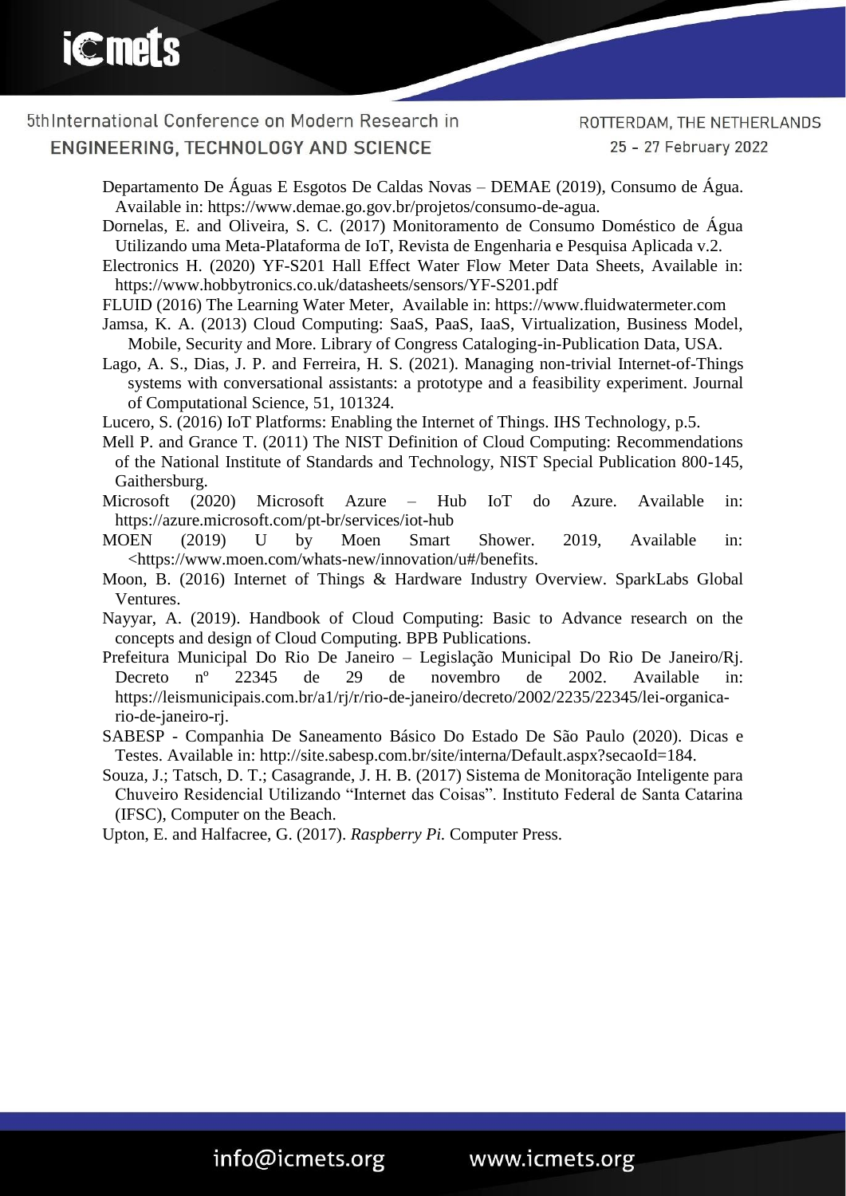Departamento De Águas E Esgotos De Caldas Novas – DEMAE (2019), Consumo de Água. Available in: https://www.demae.go.gov.br/projetos/consumo-de-agua.

Dornelas, E. and Oliveira, S. C. (2017) Monitoramento de Consumo Doméstico de Água Utilizando uma Meta-Plataforma de IoT, Revista de Engenharia e Pesquisa Aplicada v.2.

Electronics H. (2020) YF-S201 Hall Effect Water Flow Meter Data Sheets, Available in: https://www.hobbytronics.co.uk/datasheets/sensors/YF-S201.pdf

FLUID (2016) The Learning Water Meter, Available in: https://www.fluidwatermeter.com

Jamsa, K. A. (2013) Cloud Computing: SaaS, PaaS, IaaS, Virtualization, Business Model, Mobile, Security and More. Library of Congress Cataloging-in-Publication Data, USA.

Lago, A. S., Dias, J. P. and Ferreira, H. S. (2021). Managing non-trivial Internet-of-Things systems with conversational assistants: a prototype and a feasibility experiment. Journal of Computational Science, 51, 101324.

Lucero, S. (2016) IoT Platforms: Enabling the Internet of Things. IHS Technology, p.5.

Mell P. and Grance T. (2011) The NIST Definition of Cloud Computing: Recommendations of the National Institute of Standards and Technology, NIST Special Publication 800-145, Gaithersburg.

Microsoft (2020) Microsoft Azure – Hub IoT do Azure. Available in: https://azure.microsoft.com/pt-br/services/iot-hub

MOEN (2019) U by Moen Smart Shower. 2019, Available in: <https://www.moen.com/whats-new/innovation/u#/benefits.

Moon, B. (2016) Internet of Things & Hardware Industry Overview. SparkLabs Global Ventures.

Nayyar, A. (2019). Handbook of Cloud Computing: Basic to Advance research on the concepts and design of Cloud Computing. BPB Publications.

Prefeitura Municipal Do Rio De Janeiro – Legislação Municipal Do Rio De Janeiro/Rj. Decreto nº 22345 de 29 de novembro de 2002. Available in: https://leismunicipais.com.br/a1/rj/r/rio-de-janeiro/decreto/2002/2235/22345/lei-organica-rio-de-janeiro-rj.

SABESP - Companhia De Saneamento Básico Do Estado De São Paulo (2020). Dicas e Testes. Available in: http://site.sabesp.com.br/site/interna/Default.aspx?secaoId=184.

Souza, J.; Tatsch, D. T.; Casagrande, J. H. B. (2017) Sistema de Monitoração Inteligente para Chuveiro Residencial Utilizando "Internet das Coisas". Instituto Federal de Santa Catarina (IFSC), Computer on the Beach.

Upton, E. and Halfacree, G. (2017). *Raspberry Pi.* Computer Press.